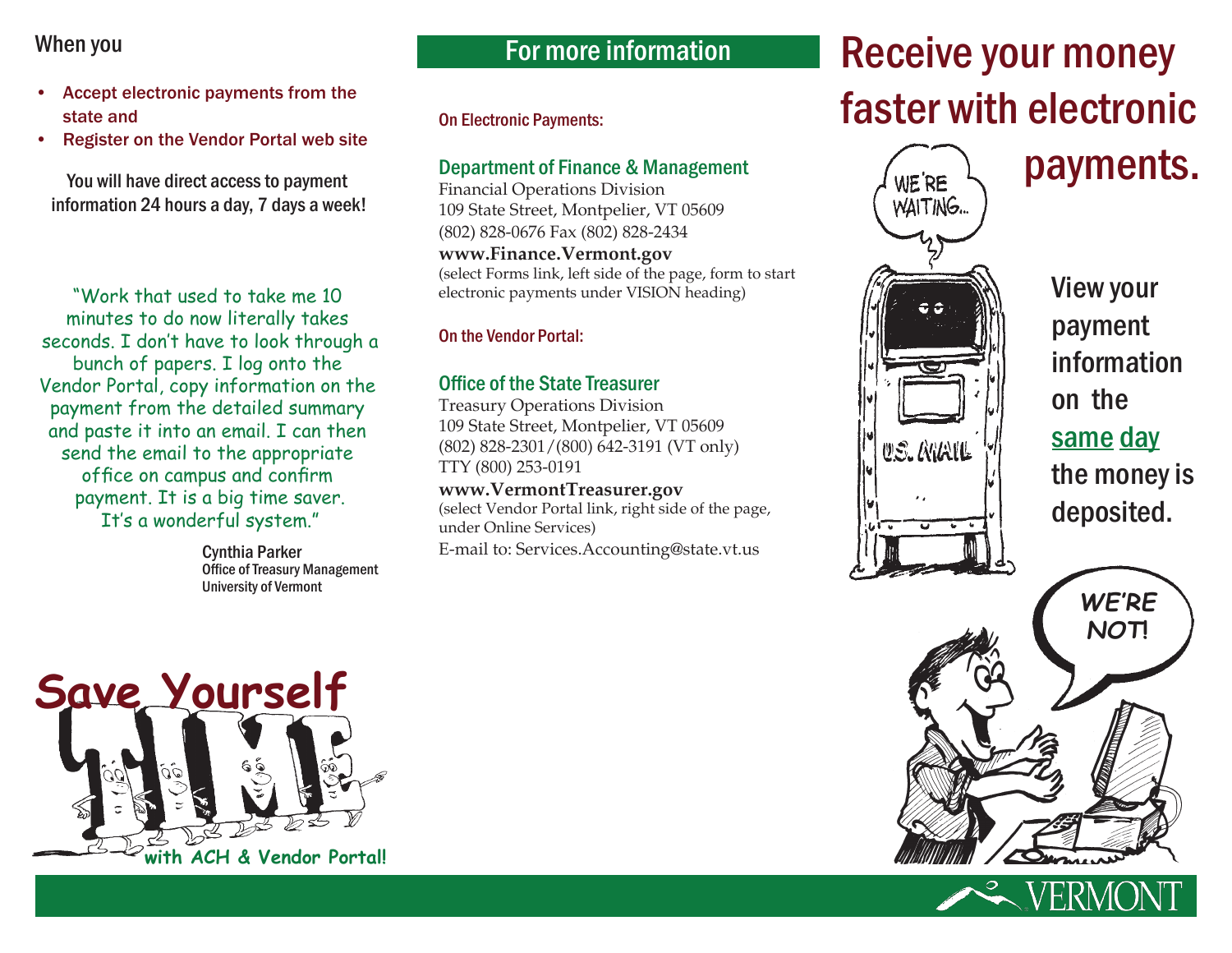When you

- Accept electronic payments from the state and
- Register on the Vendor Portal web site

You will have direct access to payment information 24 hours a day, 7 days a week!

"Work that used to take me 10 minutes to do now literally takes seconds. I don't have to look through a bunch of papers. I log onto the Vendor Portal, copy information on the payment from the detailed summary and paste it into an email. I can then send the email to the appropriate office on campus and confirm payment. It is a big time saver. It's a wonderful system."

Cynthia Parker
Office of Treasury Management
University of Vermont

**Save Yourself TIME with ACH & Vendor Portal!**

## For more information

On Electronic Payments:

### Department of Finance & Management

Financial Operations Division
109 State Street, Montpelier, VT 05609
(802) 828-0676 Fax (802) 828-2434
**www.Finance.Vermont.gov**
(select Forms link, left side of the page, form to start electronic payments under VISION heading)

On the Vendor Portal:

### Office of the State Treasurer

Treasury Operations Division
109 State Street, Montpelier, VT 05609
(802) 828-2301/(800) 642-3191 (VT only)
TTY (800) 253-0191
**www.VermontTreasurer.gov**
(select Vendor Portal link, right side of the page, under Online Services)
E-mail to: Services.Accounting@state.vt.us

# Receive your money faster with electronic payments.

WE'RE WAITING...

U.S. MAIL

View your payment information on the same day the money is deposited.

WE'RE NOT!

VERMONT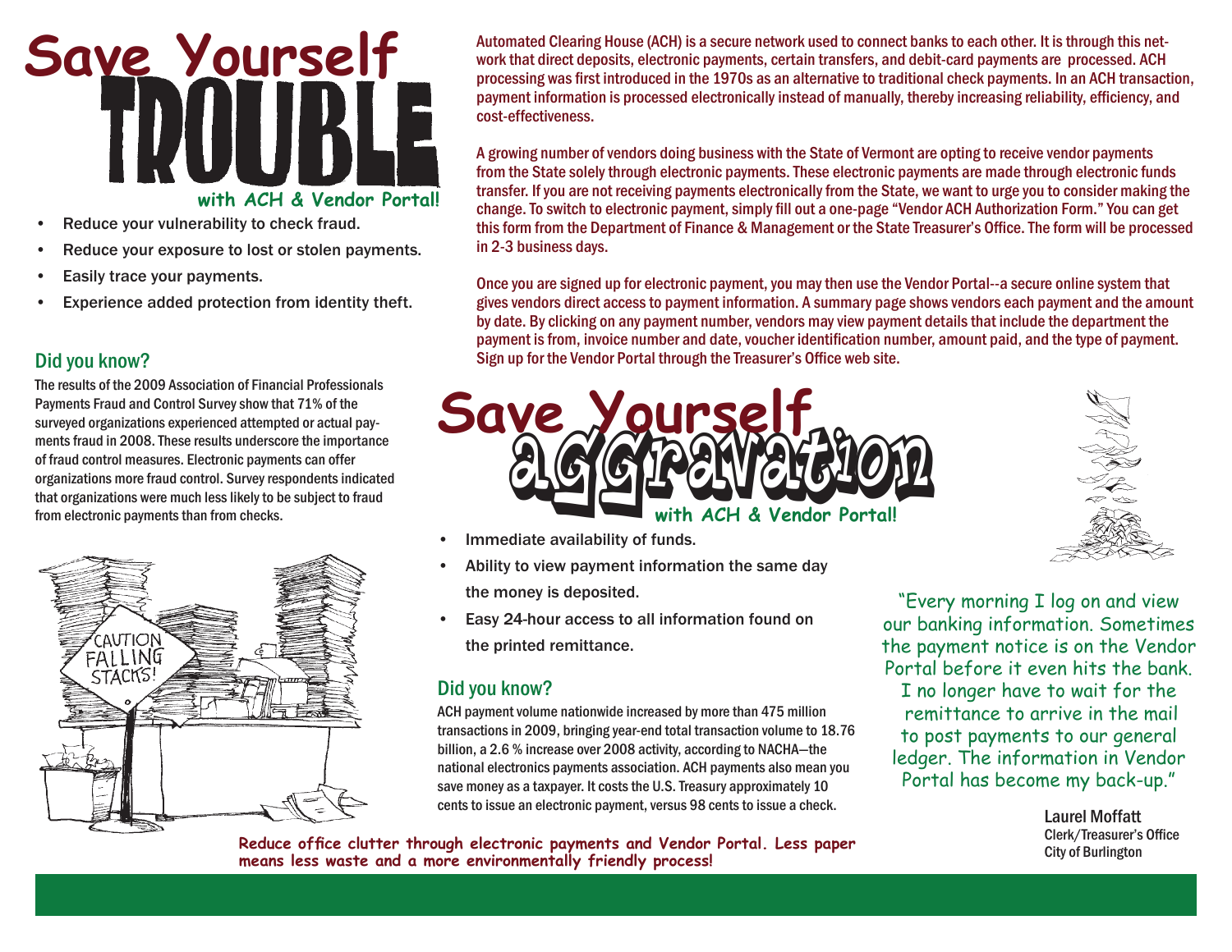# Save Yourself TROUBLE with ACH & Vendor Portal!

- Reduce your vulnerability to check fraud.
- Reduce your exposure to lost or stolen payments.
- Easily trace your payments.
- Experience added protection from identity theft.

## Did you know?

The results of the 2009 Association of Financial Professionals Payments Fraud and Control Survey show that 71% of the surveyed organizations experienced attempted or actual payments fraud in 2008. These results underscore the importance of fraud control measures. Electronic payments can offer organizations more fraud control. Survey respondents indicated that organizations were much less likely to be subject to fraud from electronic payments than from checks.

CAUTION FALLING STACKS!

Automated Clearing House (ACH) is a secure network used to connect banks to each other. It is through this network that direct deposits, electronic payments, certain transfers, and debit-card payments are processed. ACH processing was first introduced in the 1970s as an alternative to traditional check payments. In an ACH transaction, payment information is processed electronically instead of manually, thereby increasing reliability, efficiency, and cost-effectiveness.

A growing number of vendors doing business with the State of Vermont are opting to receive vendor payments from the State solely through electronic payments. These electronic payments are made through electronic funds transfer. If you are not receiving payments electronically from the State, we want to urge you to consider making the change. To switch to electronic payment, simply fill out a one-page "Vendor ACH Authorization Form." You can get this form from the Department of Finance & Management or the State Treasurer's Office. The form will be processed in 2-3 business days.

Once you are signed up for electronic payment, you may then use the Vendor Portal--a secure online system that gives vendors direct access to payment information. A summary page shows vendors each payment and the amount by date. By clicking on any payment number, vendors may view payment details that include the department the payment is from, invoice number and date, voucher identification number, amount paid, and the type of payment. Sign up for the Vendor Portal through the Treasurer's Office web site.

# Save Yourself aggravation with ACH & Vendor Portal!

- Immediate availability of funds.
- Ability to view payment information the same day the money is deposited.
- Easy 24-hour access to all information found on the printed remittance.

## Did you know?

ACH payment volume nationwide increased by more than 475 million transactions in 2009, bringing year-end total transaction volume to 18.76 billion, a 2.6 % increase over 2008 activity, according to NACHA—the national electronics payments association. ACH payments also mean you save money as a taxpayer. It costs the U.S. Treasury approximately 10 cents to issue an electronic payment, versus 98 cents to issue a check.

"Every morning I log on and view our banking information. Sometimes the payment notice is on the Vendor Portal before it even hits the bank. I no longer have to wait for the remittance to arrive in the mail to post payments to our general ledger. The information in Vendor Portal has become my back-up."

Laurel Moffatt
Clerk/Treasurer's Office
City of Burlington

**Reduce office clutter through electronic payments and Vendor Portal. Less paper means less waste and a more environmentally friendly process!**